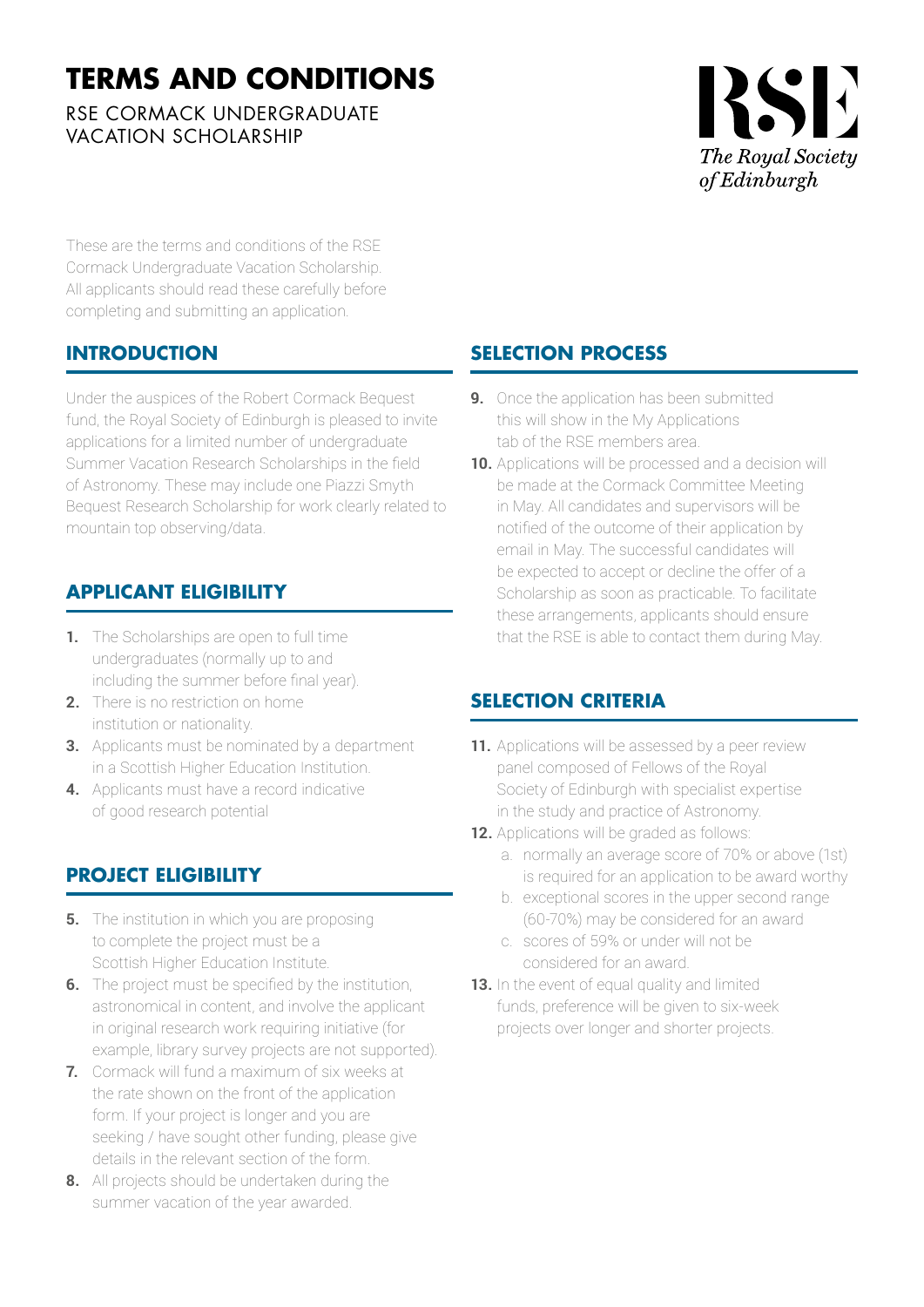# TERMS AND CONDITIONS

RSE CORMACK UNDERGRADUATE VACATION SCHOLARSHIP

RSE
*The Royal Society of Edinburgh*

These are the terms and conditions of the RSE Cormack Undergraduate Vacation Scholarship. All applicants should read these carefully before completing and submitting an application.

## INTRODUCTION

Under the auspices of the Robert Cormack Bequest fund, the Royal Society of Edinburgh is pleased to invite applications for a limited number of undergraduate Summer Vacation Research Scholarships in the field of Astronomy. These may include one Piazzi Smyth Bequest Research Scholarship for work clearly related to mountain top observing/data.

## APPLICANT ELIGIBILITY

1. The Scholarships are open to full time undergraduates (normally up to and including the summer before final year).
2. There is no restriction on home institution or nationality.
3. Applicants must be nominated by a department in a Scottish Higher Education Institution.
4. Applicants must have a record indicative of good research potential

## PROJECT ELIGIBILITY

5. The institution in which you are proposing to complete the project must be a Scottish Higher Education Institute.
6. The project must be specified by the institution, astronomical in content, and involve the applicant in original research work requiring initiative (for example, library survey projects are not supported).
7. Cormack will fund a maximum of six weeks at the rate shown on the front of the application form. If your project is longer and you are seeking / have sought other funding, please give details in the relevant section of the form.
8. All projects should be undertaken during the summer vacation of the year awarded.

## SELECTION PROCESS

9. Once the application has been submitted this will show in the My Applications tab of the RSE members area.
10. Applications will be processed and a decision will be made at the Cormack Committee Meeting in May. All candidates and supervisors will be notified of the outcome of their application by email in May. The successful candidates will be expected to accept or decline the offer of a Scholarship as soon as practicable. To facilitate these arrangements, applicants should ensure that the RSE is able to contact them during May.

## SELECTION CRITERIA

11. Applications will be assessed by a peer review panel composed of Fellows of the Royal Society of Edinburgh with specialist expertise in the study and practice of Astronomy.
12. Applications will be graded as follows:
    a. normally an average score of 70% or above (1st) is required for an application to be award worthy
    b. exceptional scores in the upper second range (60-70%) may be considered for an award
    c. scores of 59% or under will not be considered for an award.
13. In the event of equal quality and limited funds, preference will be given to six-week projects over longer and shorter projects.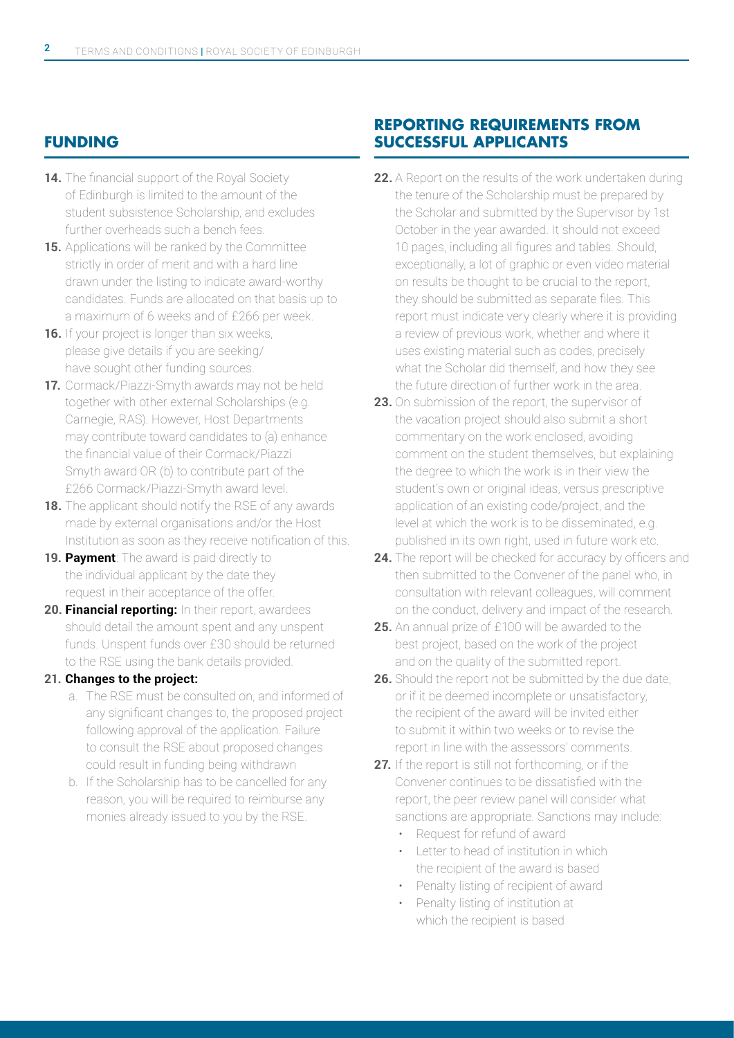## FUNDING

**14.** The financial support of the Royal Society of Edinburgh is limited to the amount of the student subsistence Scholarship, and excludes further overheads such a bench fees.

**15.** Applications will be ranked by the Committee strictly in order of merit and with a hard line drawn under the listing to indicate award-worthy candidates. Funds are allocated on that basis up to a maximum of 6 weeks and of £266 per week.

**16.** If your project is longer than six weeks, please give details if you are seeking/ have sought other funding sources.

**17.** Cormack/Piazzi-Smyth awards may not be held together with other external Scholarships (e.g. Carnegie, RAS). However, Host Departments may contribute toward candidates to (a) enhance the financial value of their Cormack/Piazzi Smyth award OR (b) to contribute part of the £266 Cormack/Piazzi-Smyth award level.

**18.** The applicant should notify the RSE of any awards made by external organisations and/or the Host Institution as soon as they receive notification of this.

**19. Payment**: The award is paid directly to the individual applicant by the date they request in their acceptance of the offer.

**20. Financial reporting:** In their report, awardees should detail the amount spent and any unspent funds. Unspent funds over £30 should be returned to the RSE using the bank details provided.

**21. Changes to the project:**

a. The RSE must be consulted on, and informed of any significant changes to, the proposed project following approval of the application. Failure to consult the RSE about proposed changes could result in funding being withdrawn

b. If the Scholarship has to be cancelled for any reason, you will be required to reimburse any monies already issued to you by the RSE.

## REPORTING REQUIREMENTS FROM SUCCESSFUL APPLICANTS

**22.** A Report on the results of the work undertaken during the tenure of the Scholarship must be prepared by the Scholar and submitted by the Supervisor by 1st October in the year awarded. It should not exceed 10 pages, including all figures and tables. Should, exceptionally, a lot of graphic or even video material on results be thought to be crucial to the report, they should be submitted as separate files. This report must indicate very clearly where it is providing a review of previous work, whether and where it uses existing material such as codes, precisely what the Scholar did themself, and how they see the future direction of further work in the area.

**23.** On submission of the report, the supervisor of the vacation project should also submit a short commentary on the work enclosed, avoiding comment on the student themselves, but explaining the degree to which the work is in their view the student's own or original ideas, versus prescriptive application of an existing code/project, and the level at which the work is to be disseminated, e.g. published in its own right, used in future work etc.

**24.** The report will be checked for accuracy by officers and then submitted to the Convener of the panel who, in consultation with relevant colleagues, will comment on the conduct, delivery and impact of the research.

**25.** An annual prize of £100 will be awarded to the best project, based on the work of the project and on the quality of the submitted report.

**26.** Should the report not be submitted by the due date, or if it be deemed incomplete or unsatisfactory, the recipient of the award will be invited either to submit it within two weeks or to revise the report in line with the assessors' comments.

**27.** If the report is still not forthcoming, or if the Convener continues to be dissatisfied with the report, the peer review panel will consider what sanctions are appropriate. Sanctions may include:

- Request for refund of award
- Letter to head of institution in which the recipient of the award is based
- Penalty listing of recipient of award
- Penalty listing of institution at which the recipient is based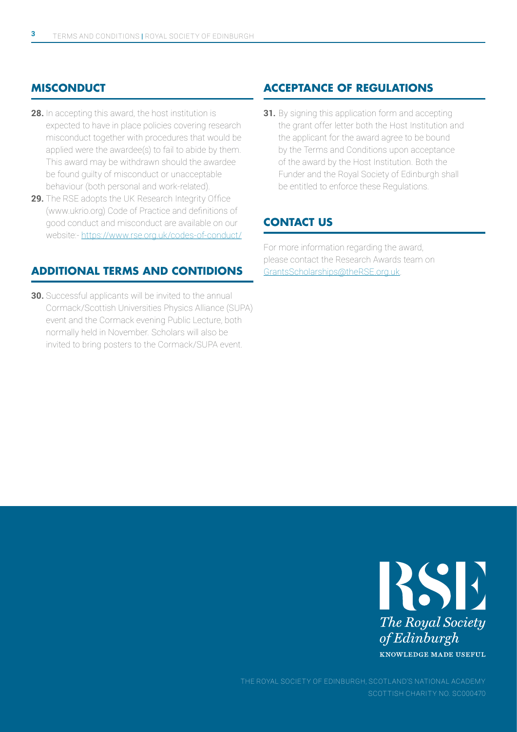## MISCONDUCT

**28.** In accepting this award, the host institution is expected to have in place policies covering research misconduct together with procedures that would be applied were the awardee(s) to fail to abide by them. This award may be withdrawn should the awardee be found guilty of misconduct or unacceptable behaviour (both personal and work-related).

**29.** The RSE adopts the UK Research Integrity Office (www.ukrio.org) Code of Practice and definitions of good conduct and misconduct are available on our website:- https://www.rse.org.uk/codes-of-conduct/

## ADDITIONAL TERMS AND CONTIDIONS

**30.** Successful applicants will be invited to the annual Cormack/Scottish Universities Physics Alliance (SUPA) event and the Cormack evening Public Lecture, both normally held in November. Scholars will also be invited to bring posters to the Cormack/SUPA event.

## ACCEPTANCE OF REGULATIONS

**31.** By signing this application form and accepting the grant offer letter both the Host Institution and the applicant for the award agree to be bound by the Terms and Conditions upon acceptance of the award by the Host Institution. Both the Funder and the Royal Society of Edinburgh shall be entitled to enforce these Regulations.

## CONTACT US

For more information regarding the award, please contact the Research Awards team on GrantsScholarships@theRSE.org.uk.

RSE
*The Royal Society of Edinburgh*
KNOWLEDGE MADE USEFUL

THE ROYAL SOCIETY OF EDINBURGH, SCOTLAND'S NATIONAL ACADEMY
SCOTTISH CHARITY NO. SC000470